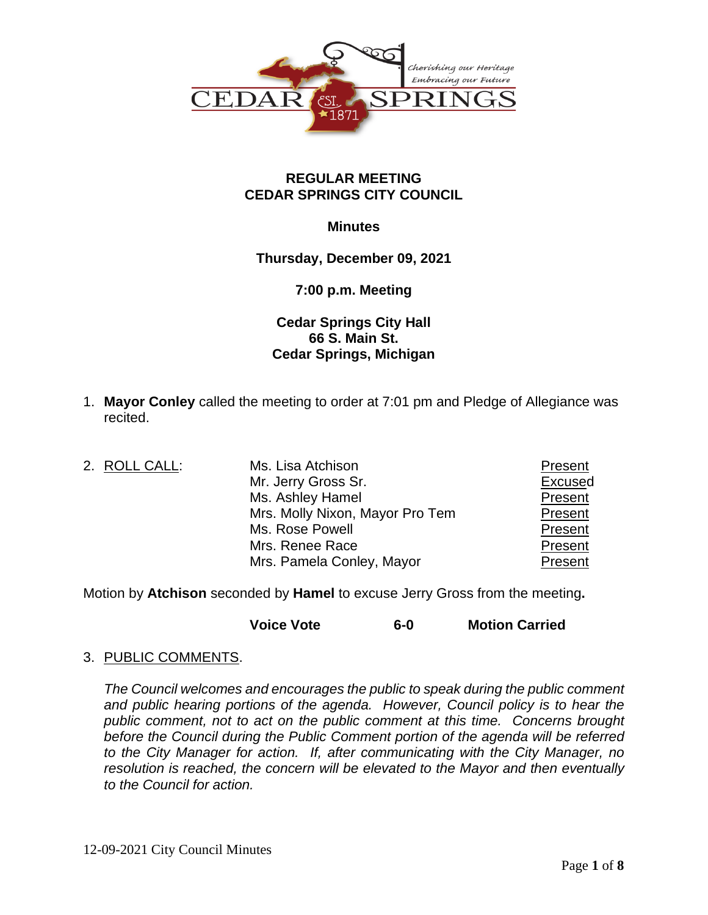Cherishing our Heritage
Embracing our Future

CEDAR SPRINGS EST. 1871

# REGULAR MEETING
# CEDAR SPRINGS CITY COUNCIL

**Minutes**

**Thursday, December 09, 2021**

**7:00 p.m. Meeting**

**Cedar Springs City Hall**
**66 S. Main St.**
**Cedar Springs, Michigan**

1. **Mayor Conley** called the meeting to order at 7:01 pm and Pledge of Allegiance was recited.

2. ROLL CALL:

| | | |
|---|---|---|
| | Ms. Lisa Atchison | Present |
| | Mr. Jerry Gross Sr. | Excused |
| | Ms. Ashley Hamel | Present |
| | Mrs. Molly Nixon, Mayor Pro Tem | Present |
| | Ms. Rose Powell | Present |
| | Mrs. Renee Race | Present |
| | Mrs. Pamela Conley, Mayor | Present |

Motion by **Atchison** seconded by **Hamel** to excuse Jerry Gross from the meeting**.**

**Voice Vote 6-0 Motion Carried**

3. PUBLIC COMMENTS.

*The Council welcomes and encourages the public to speak during the public comment and public hearing portions of the agenda. However, Council policy is to hear the public comment, not to act on the public comment at this time. Concerns brought before the Council during the Public Comment portion of the agenda will be referred to the City Manager for action. If, after communicating with the City Manager, no resolution is reached, the concern will be elevated to the Mayor and then eventually to the Council for action.*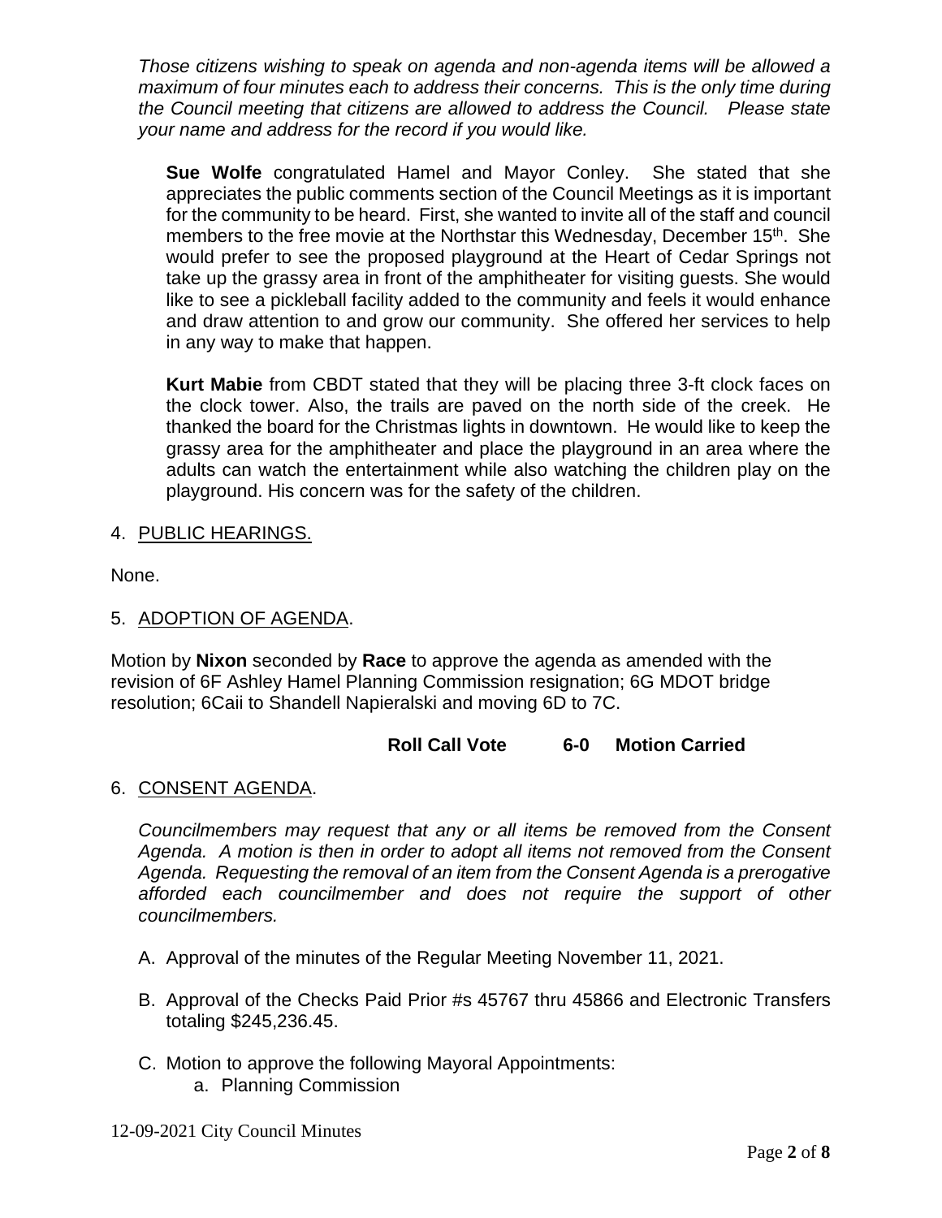*Those citizens wishing to speak on agenda and non-agenda items will be allowed a maximum of four minutes each to address their concerns. This is the only time during the Council meeting that citizens are allowed to address the Council. Please state your name and address for the record if you would like.*

**Sue Wolfe** congratulated Hamel and Mayor Conley. She stated that she appreciates the public comments section of the Council Meetings as it is important for the community to be heard. First, she wanted to invite all of the staff and council members to the free movie at the Northstar this Wednesday, December 15th. She would prefer to see the proposed playground at the Heart of Cedar Springs not take up the grassy area in front of the amphitheater for visiting guests. She would like to see a pickleball facility added to the community and feels it would enhance and draw attention to and grow our community. She offered her services to help in any way to make that happen.

**Kurt Mabie** from CBDT stated that they will be placing three 3-ft clock faces on the clock tower. Also, the trails are paved on the north side of the creek. He thanked the board for the Christmas lights in downtown. He would like to keep the grassy area for the amphitheater and place the playground in an area where the adults can watch the entertainment while also watching the children play on the playground. His concern was for the safety of the children.

4. PUBLIC HEARINGS.

None.

5. ADOPTION OF AGENDA.

Motion by **Nixon** seconded by **Race** to approve the agenda as amended with the revision of 6F Ashley Hamel Planning Commission resignation; 6G MDOT bridge resolution; 6Caii to Shandell Napieralski and moving 6D to 7C.

**Roll Call Vote 6-0 Motion Carried**

6. CONSENT AGENDA.

*Councilmembers may request that any or all items be removed from the Consent Agenda. A motion is then in order to adopt all items not removed from the Consent Agenda. Requesting the removal of an item from the Consent Agenda is a prerogative afforded each councilmember and does not require the support of other councilmembers.*

A. Approval of the minutes of the Regular Meeting November 11, 2021.

B. Approval of the Checks Paid Prior #s 45767 thru 45866 and Electronic Transfers totaling $245,236.45.

C. Motion to approve the following Mayoral Appointments:
   a. Planning Commission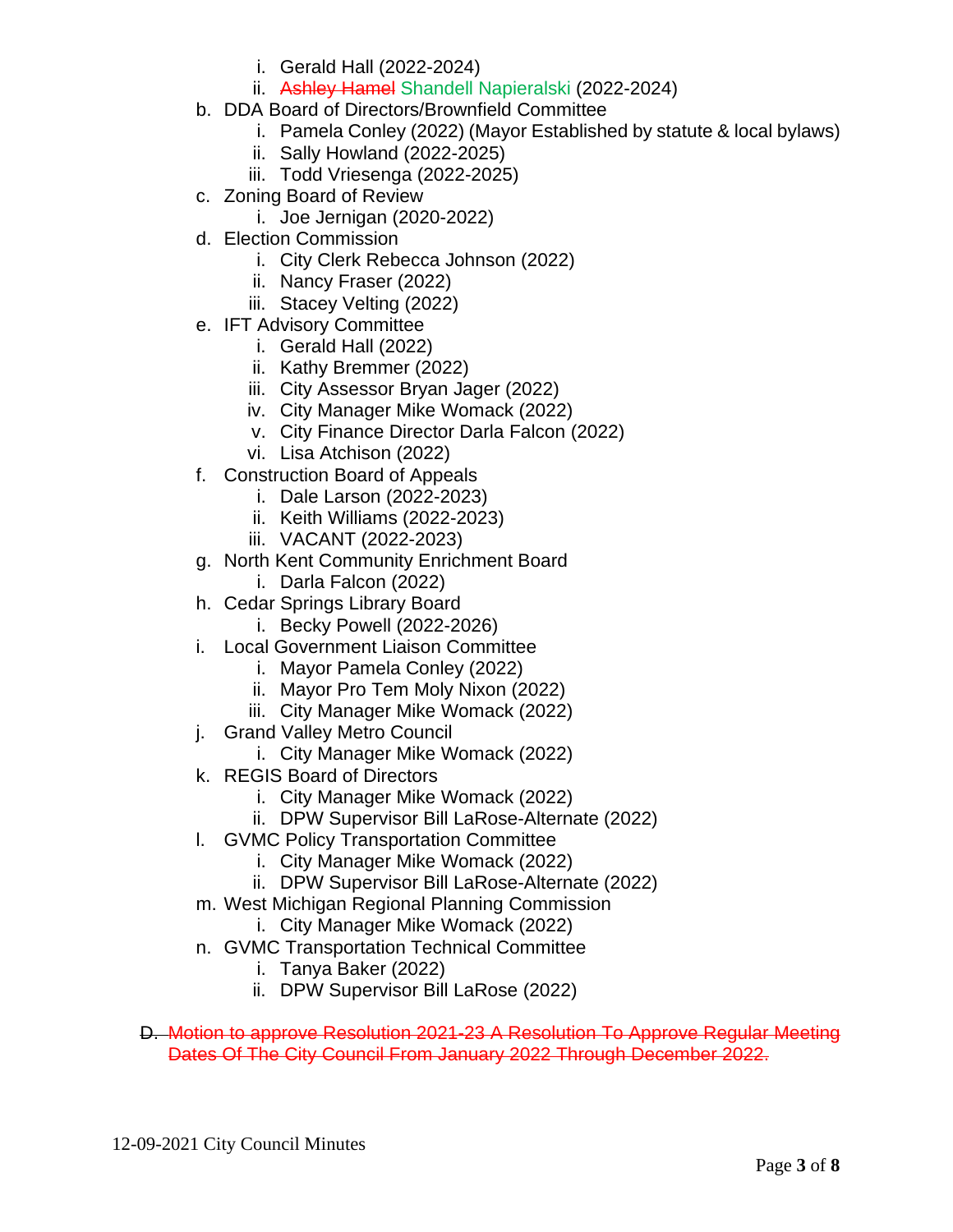i. Gerald Hall (2022-2024)
   ii. ~~Ashley Hamel~~ Shandell Napieralski (2022-2024)

b. DDA Board of Directors/Brownfield Committee
   i. Pamela Conley (2022) (Mayor Established by statute & local bylaws)
   ii. Sally Howland (2022-2025)
   iii. Todd Vriesenga (2022-2025)

c. Zoning Board of Review
   i. Joe Jernigan (2020-2022)

d. Election Commission
   i. City Clerk Rebecca Johnson (2022)
   ii. Nancy Fraser (2022)
   iii. Stacey Velting (2022)

e. IFT Advisory Committee
   i. Gerald Hall (2022)
   ii. Kathy Bremmer (2022)
   iii. City Assessor Bryan Jager (2022)
   iv. City Manager Mike Womack (2022)
   v. City Finance Director Darla Falcon (2022)
   vi. Lisa Atchison (2022)

f. Construction Board of Appeals
   i. Dale Larson (2022-2023)
   ii. Keith Williams (2022-2023)
   iii. VACANT (2022-2023)

g. North Kent Community Enrichment Board
   i. Darla Falcon (2022)

h. Cedar Springs Library Board
   i. Becky Powell (2022-2026)

i. Local Government Liaison Committee
   i. Mayor Pamela Conley (2022)
   ii. Mayor Pro Tem Moly Nixon (2022)
   iii. City Manager Mike Womack (2022)

j. Grand Valley Metro Council
   i. City Manager Mike Womack (2022)

k. REGIS Board of Directors
   i. City Manager Mike Womack (2022)
   ii. DPW Supervisor Bill LaRose-Alternate (2022)

l. GVMC Policy Transportation Committee
   i. City Manager Mike Womack (2022)
   ii. DPW Supervisor Bill LaRose-Alternate (2022)

m. West Michigan Regional Planning Commission
   i. City Manager Mike Womack (2022)

n. GVMC Transportation Technical Committee
   i. Tanya Baker (2022)
   ii. DPW Supervisor Bill LaRose (2022)

~~D. Motion to approve Resolution 2021-23 A Resolution To Approve Regular Meeting Dates Of The City Council From January 2022 Through December 2022.~~

12-09-2021 City Council Minutes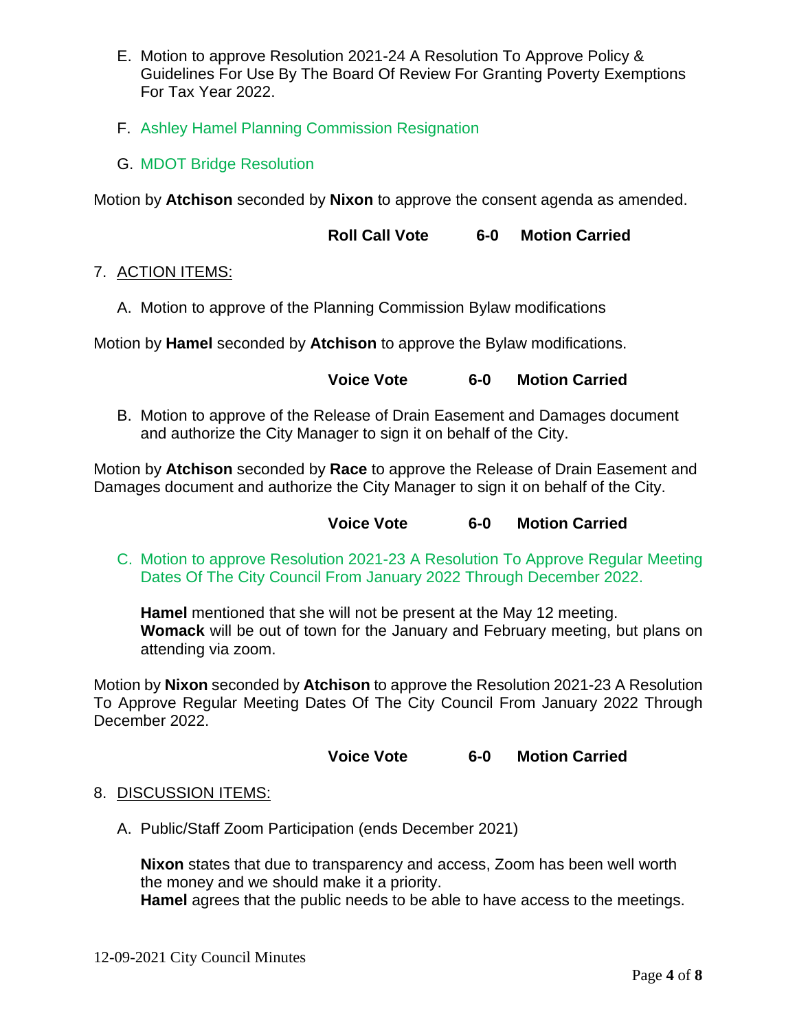E. Motion to approve Resolution 2021-24 A Resolution To Approve Policy & Guidelines For Use By The Board Of Review For Granting Poverty Exemptions For Tax Year 2022.

F. Ashley Hamel Planning Commission Resignation

G. MDOT Bridge Resolution

Motion by **Atchison** seconded by **Nixon** to approve the consent agenda as amended.

**Roll Call Vote 6-0 Motion Carried**

7. ACTION ITEMS:

A. Motion to approve of the Planning Commission Bylaw modifications

Motion by **Hamel** seconded by **Atchison** to approve the Bylaw modifications.

**Voice Vote 6-0 Motion Carried**

B. Motion to approve of the Release of Drain Easement and Damages document and authorize the City Manager to sign it on behalf of the City.

Motion by **Atchison** seconded by **Race** to approve the Release of Drain Easement and Damages document and authorize the City Manager to sign it on behalf of the City.

**Voice Vote 6-0 Motion Carried**

C. Motion to approve Resolution 2021-23 A Resolution To Approve Regular Meeting Dates Of The City Council From January 2022 Through December 2022.

**Hamel** mentioned that she will not be present at the May 12 meeting.
**Womack** will be out of town for the January and February meeting, but plans on attending via zoom.

Motion by **Nixon** seconded by **Atchison** to approve the Resolution 2021-23 A Resolution To Approve Regular Meeting Dates Of The City Council From January 2022 Through December 2022.

**Voice Vote 6-0 Motion Carried**

8. DISCUSSION ITEMS:

A. Public/Staff Zoom Participation (ends December 2021)

**Nixon** states that due to transparency and access, Zoom has been well worth the money and we should make it a priority.
**Hamel** agrees that the public needs to be able to have access to the meetings.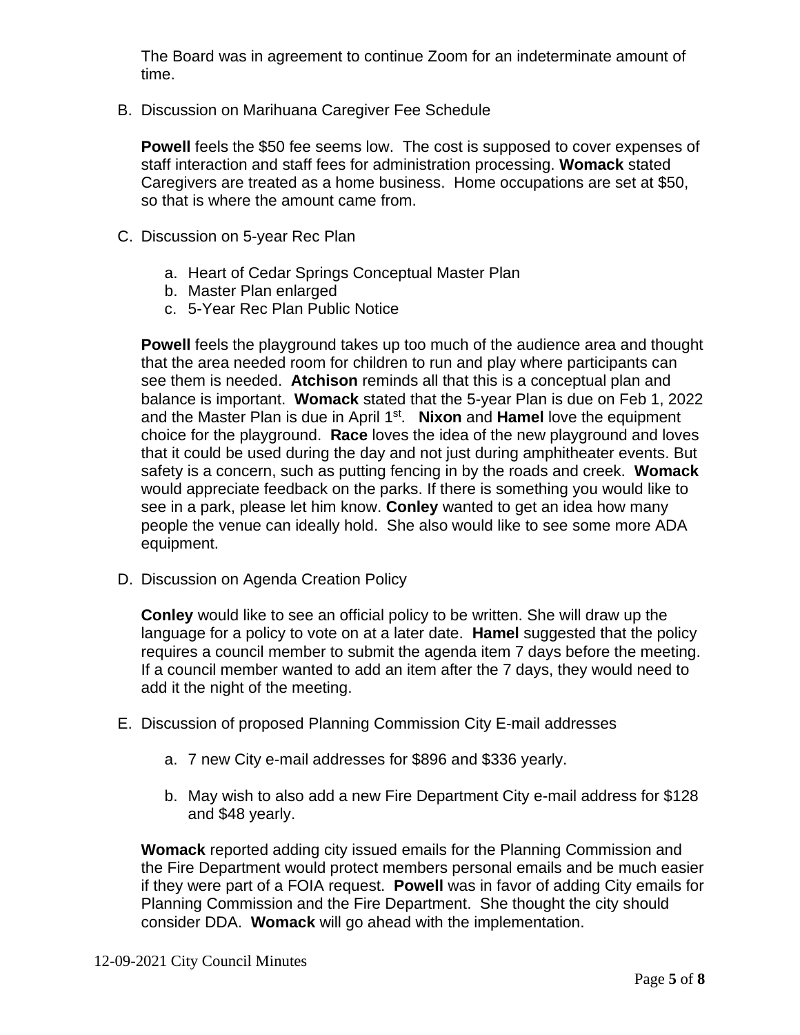The Board was in agreement to continue Zoom for an indeterminate amount of time.

B. Discussion on Marihuana Caregiver Fee Schedule

**Powell** feels the $50 fee seems low. The cost is supposed to cover expenses of staff interaction and staff fees for administration processing. **Womack** stated Caregivers are treated as a home business. Home occupations are set at $50, so that is where the amount came from.

C. Discussion on 5-year Rec Plan

   a. Heart of Cedar Springs Conceptual Master Plan
   b. Master Plan enlarged
   c. 5-Year Rec Plan Public Notice

**Powell** feels the playground takes up too much of the audience area and thought that the area needed room for children to run and play where participants can see them is needed. **Atchison** reminds all that this is a conceptual plan and balance is important. **Womack** stated that the 5-year Plan is due on Feb 1, 2022 and the Master Plan is due in April 1st. **Nixon** and **Hamel** love the equipment choice for the playground. **Race** loves the idea of the new playground and loves that it could be used during the day and not just during amphitheater events. But safety is a concern, such as putting fencing in by the roads and creek. **Womack** would appreciate feedback on the parks. If there is something you would like to see in a park, please let him know. **Conley** wanted to get an idea how many people the venue can ideally hold. She also would like to see some more ADA equipment.

D. Discussion on Agenda Creation Policy

**Conley** would like to see an official policy to be written. She will draw up the language for a policy to vote on at a later date. **Hamel** suggested that the policy requires a council member to submit the agenda item 7 days before the meeting. If a council member wanted to add an item after the 7 days, they would need to add it the night of the meeting.

E. Discussion of proposed Planning Commission City E-mail addresses

   a. 7 new City e-mail addresses for $896 and $336 yearly.

   b. May wish to also add a new Fire Department City e-mail address for $128 and $48 yearly.

**Womack** reported adding city issued emails for the Planning Commission and the Fire Department would protect members personal emails and be much easier if they were part of a FOIA request. **Powell** was in favor of adding City emails for Planning Commission and the Fire Department. She thought the city should consider DDA. **Womack** will go ahead with the implementation.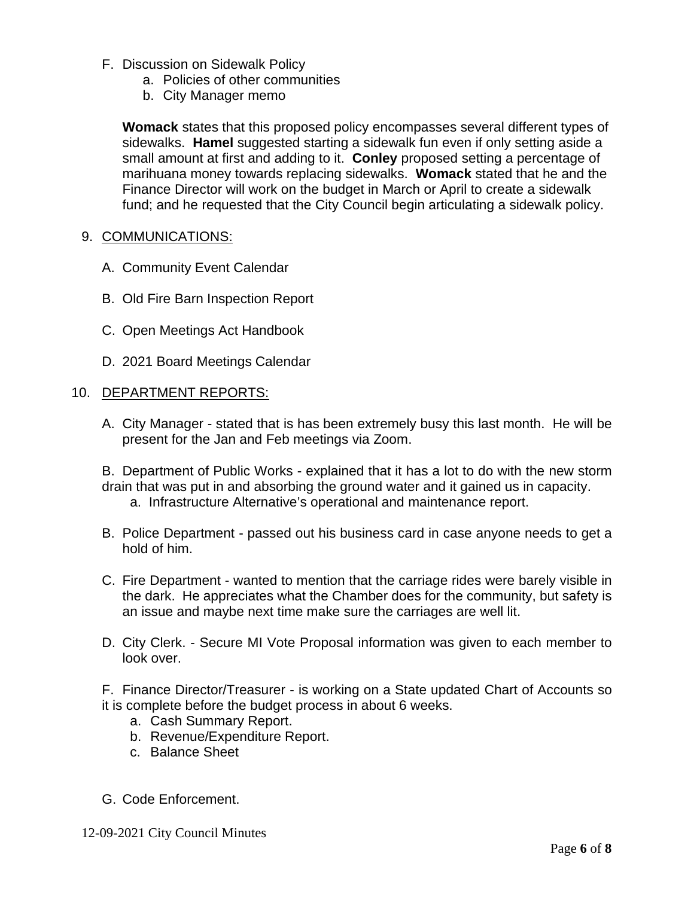F. Discussion on Sidewalk Policy
   a. Policies of other communities
   b. City Manager memo

   **Womack** states that this proposed policy encompasses several different types of sidewalks. **Hamel** suggested starting a sidewalk fun even if only setting aside a small amount at first and adding to it. **Conley** proposed setting a percentage of marihuana money towards replacing sidewalks. **Womack** stated that he and the Finance Director will work on the budget in March or April to create a sidewalk fund; and he requested that the City Council begin articulating a sidewalk policy.

9. COMMUNICATIONS:

   A. Community Event Calendar

   B. Old Fire Barn Inspection Report

   C. Open Meetings Act Handbook

   D. 2021 Board Meetings Calendar

10. DEPARTMENT REPORTS:

   A. City Manager - stated that is has been extremely busy this last month. He will be present for the Jan and Feb meetings via Zoom.

   B. Department of Public Works - explained that it has a lot to do with the new storm drain that was put in and absorbing the ground water and it gained us in capacity.
      a. Infrastructure Alternative's operational and maintenance report.

   B. Police Department - passed out his business card in case anyone needs to get a hold of him.

   C. Fire Department - wanted to mention that the carriage rides were barely visible in the dark. He appreciates what the Chamber does for the community, but safety is an issue and maybe next time make sure the carriages are well lit.

   D. City Clerk. - Secure MI Vote Proposal information was given to each member to look over.

   F. Finance Director/Treasurer - is working on a State updated Chart of Accounts so it is complete before the budget process in about 6 weeks.
      a. Cash Summary Report.
      b. Revenue/Expenditure Report.
      c. Balance Sheet

   G. Code Enforcement.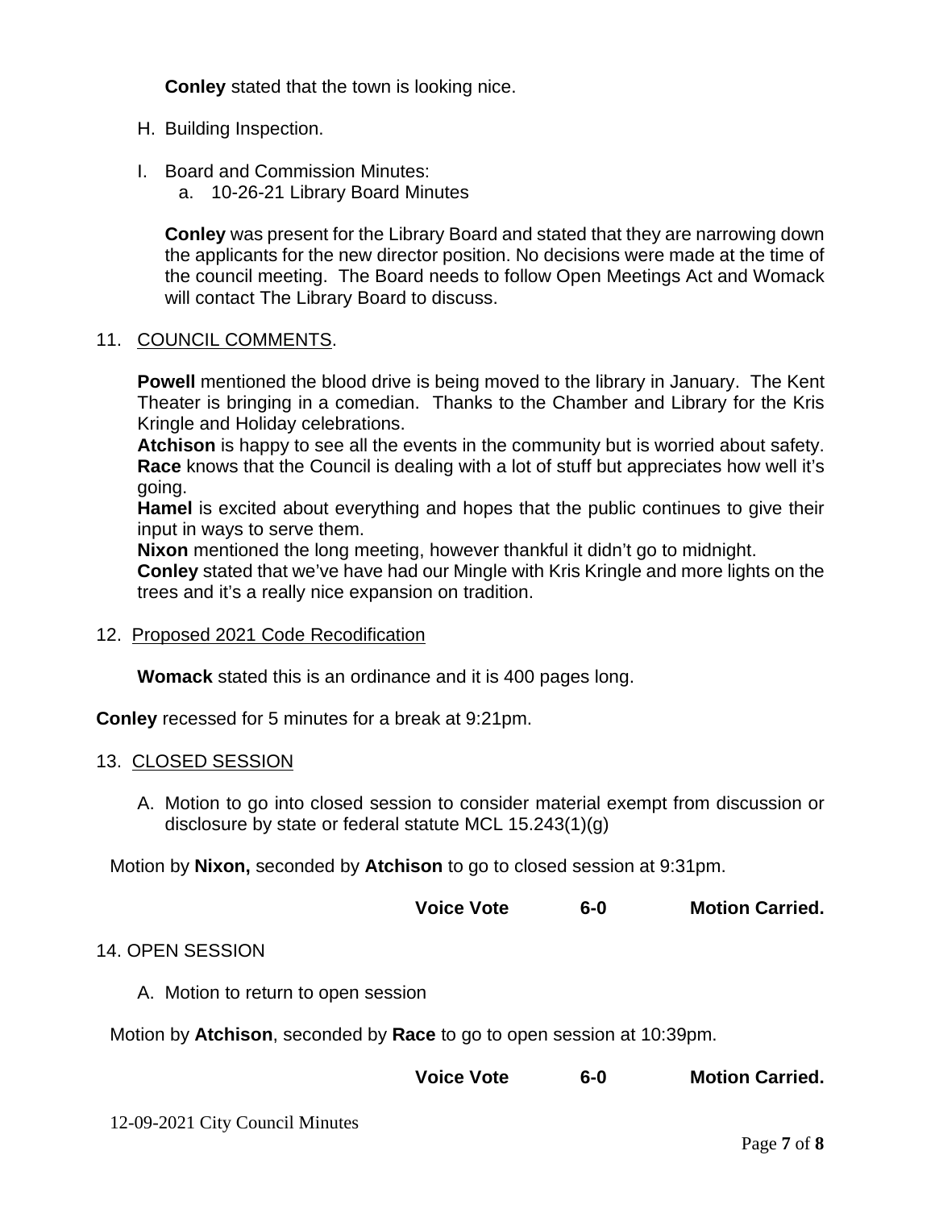**Conley** stated that the town is looking nice.

H. Building Inspection.

I. Board and Commission Minutes:
   a. 10-26-21 Library Board Minutes

   **Conley** was present for the Library Board and stated that they are narrowing down the applicants for the new director position. No decisions were made at the time of the council meeting. The Board needs to follow Open Meetings Act and Womack will contact The Library Board to discuss.

11. COUNCIL COMMENTS.

**Powell** mentioned the blood drive is being moved to the library in January. The Kent Theater is bringing in a comedian. Thanks to the Chamber and Library for the Kris Kringle and Holiday celebrations.
**Atchison** is happy to see all the events in the community but is worried about safety.
**Race** knows that the Council is dealing with a lot of stuff but appreciates how well it's going.
**Hamel** is excited about everything and hopes that the public continues to give their input in ways to serve them.
**Nixon** mentioned the long meeting, however thankful it didn't go to midnight.
**Conley** stated that we've have had our Mingle with Kris Kringle and more lights on the trees and it's a really nice expansion on tradition.

12. Proposed 2021 Code Recodification

**Womack** stated this is an ordinance and it is 400 pages long.

**Conley** recessed for 5 minutes for a break at 9:21pm.

13. CLOSED SESSION

A. Motion to go into closed session to consider material exempt from discussion or disclosure by state or federal statute MCL 15.243(1)(g)

Motion by **Nixon,** seconded by **Atchison** to go to closed session at 9:31pm.

**Voice Vote 6-0 Motion Carried.**

14. OPEN SESSION

A. Motion to return to open session

Motion by **Atchison**, seconded by **Race** to go to open session at 10:39pm.

**Voice Vote 6-0 Motion Carried.**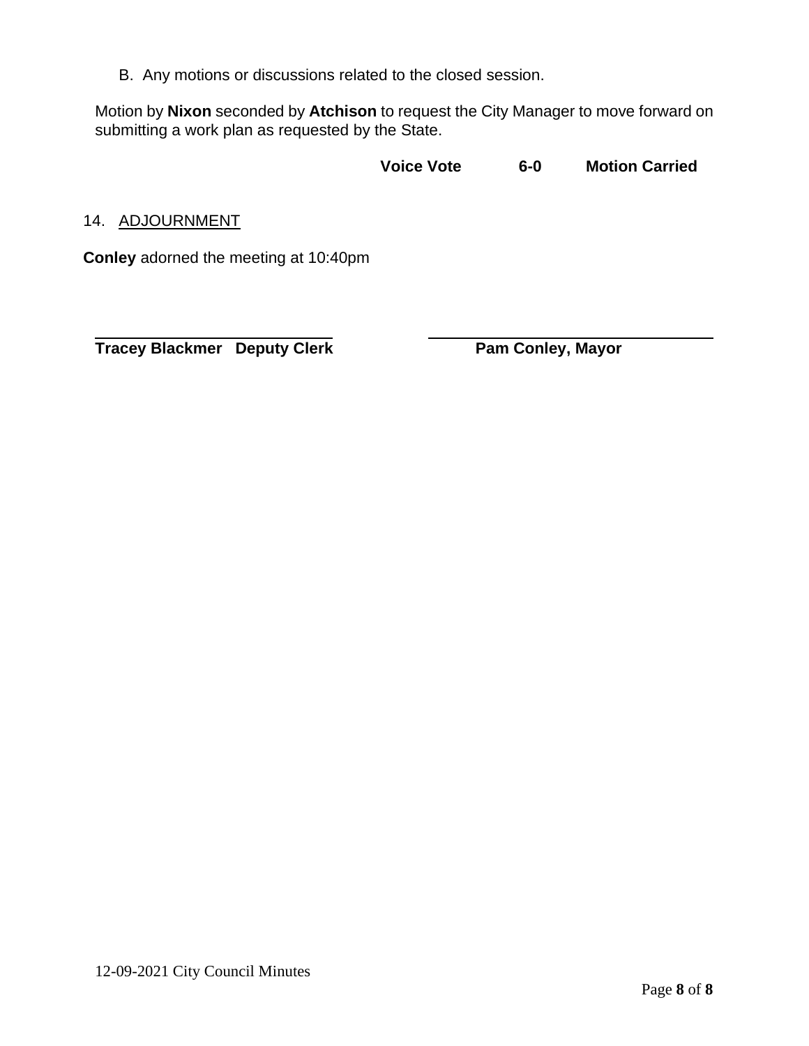B. Any motions or discussions related to the closed session.

Motion by **Nixon** seconded by **Atchison** to request the City Manager to move forward on submitting a work plan as requested by the State.

**Voice Vote 6-0 Motion Carried**

14. ADJOURNMENT

**Conley** adorned the meeting at 10:40pm

**Tracey Blackmer Deputy Clerk** **Pam Conley, Mayor**

12-09-2021 City Council Minutes